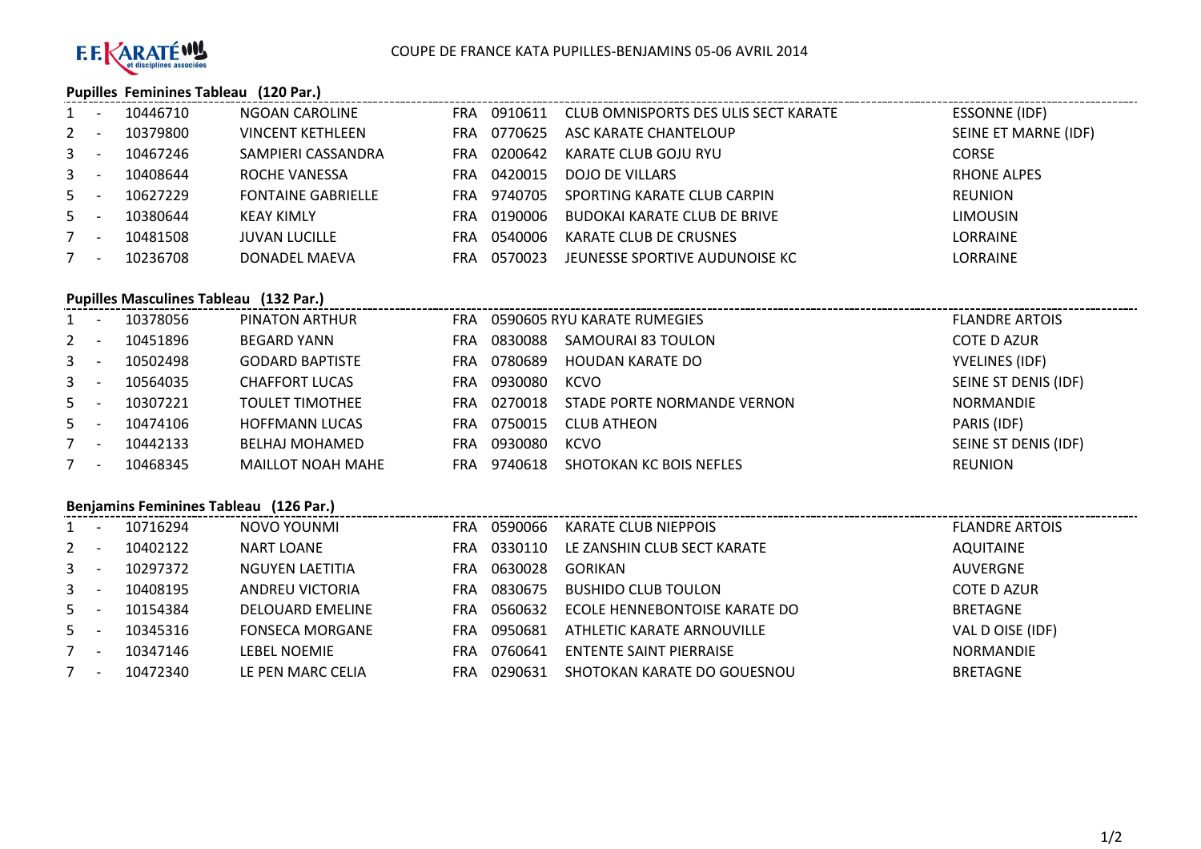F.F. KARATÉ et disciplines associées

# COUPE DE FRANCE KATA PUPILLES-BENJAMINS 05-06 AVRIL 2014

## Pupilles Feminines Tableau (120 Par.)

| Rang | | Licence | Nom | Pays | Club N° | Club | Ligue |
|---|---|---|---|---|---|---|---|
| 1 | - | 10446710 | NGOAN CAROLINE | FRA | 0910611 | CLUB OMNISPORTS DES ULIS SECT KARATE | ESSONNE (IDF) |
| 2 | - | 10379800 | VINCENT KETHLEEN | FRA | 0770625 | ASC KARATE CHANTELOUP | SEINE ET MARNE (IDF) |
| 3 | - | 10467246 | SAMPIERI CASSANDRA | FRA | 0200642 | KARATE CLUB GOJU RYU | CORSE |
| 3 | - | 10408644 | ROCHE VANESSA | FRA | 0420015 | DOJO DE VILLARS | RHONE ALPES |
| 5 | - | 10627229 | FONTAINE GABRIELLE | FRA | 9740705 | SPORTING KARATE CLUB CARPIN | REUNION |
| 5 | - | 10380644 | KEAY KIMLY | FRA | 0190006 | BUDOKAI KARATE CLUB DE BRIVE | LIMOUSIN |
| 7 | - | 10481508 | JUVAN LUCILLE | FRA | 0540006 | KARATE CLUB DE CRUSNES | LORRAINE |
| 7 | - | 10236708 | DONADEL MAEVA | FRA | 0570023 | JEUNESSE SPORTIVE AUDUNOISE KC | LORRAINE |

## Pupilles Masculines Tableau (132 Par.)

| Rang | | Licence | Nom | Pays | Club N° | Club | Ligue |
|---|---|---|---|---|---|---|---|
| 1 | - | 10378056 | PINATON ARTHUR | FRA | 0590605 | RYU KARATE RUMEGIES | FLANDRE ARTOIS |
| 2 | - | 10451896 | BEGARD YANN | FRA | 0830088 | SAMOURAI 83 TOULON | COTE D AZUR |
| 3 | - | 10502498 | GODARD BAPTISTE | FRA | 0780689 | HOUDAN KARATE DO | YVELINES (IDF) |
| 3 | - | 10564035 | CHAFFORT LUCAS | FRA | 0930080 | KCVO | SEINE ST DENIS (IDF) |
| 5 | - | 10307221 | TOULET TIMOTHEE | FRA | 0270018 | STADE PORTE NORMANDE VERNON | NORMANDIE |
| 5 | - | 10474106 | HOFFMANN LUCAS | FRA | 0750015 | CLUB ATHEON | PARIS (IDF) |
| 7 | - | 10442133 | BELHAJ MOHAMED | FRA | 0930080 | KCVO | SEINE ST DENIS (IDF) |
| 7 | - | 10468345 | MAILLOT NOAH MAHE | FRA | 9740618 | SHOTOKAN KC BOIS NEFLES | REUNION |

## Benjamins Feminines Tableau (126 Par.)

| Rang | | Licence | Nom | Pays | Club N° | Club | Ligue |
|---|---|---|---|---|---|---|---|
| 1 | - | 10716294 | NOVO YOUNMI | FRA | 0590066 | KARATE CLUB NIEPPOIS | FLANDRE ARTOIS |
| 2 | - | 10402122 | NART LOANE | FRA | 0330110 | LE ZANSHIN CLUB SECT KARATE | AQUITAINE |
| 3 | - | 10297372 | NGUYEN LAETITIA | FRA | 0630028 | GORIKAN | AUVERGNE |
| 3 | - | 10408195 | ANDREU VICTORIA | FRA | 0830675 | BUSHIDO CLUB TOULON | COTE D AZUR |
| 5 | - | 10154384 | DELOUARD EMELINE | FRA | 0560632 | ECOLE HENNEBONTOISE KARATE DO | BRETAGNE |
| 5 | - | 10345316 | FONSECA MORGANE | FRA | 0950681 | ATHLETIC KARATE ARNOUVILLE | VAL D OISE (IDF) |
| 7 | - | 10347146 | LEBEL NOEMIE | FRA | 0760641 | ENTENTE SAINT PIERRAISE | NORMANDIE |
| 7 | - | 10472340 | LE PEN MARC CELIA | FRA | 0290631 | SHOTOKAN KARATE DO GOUESNOU | BRETAGNE |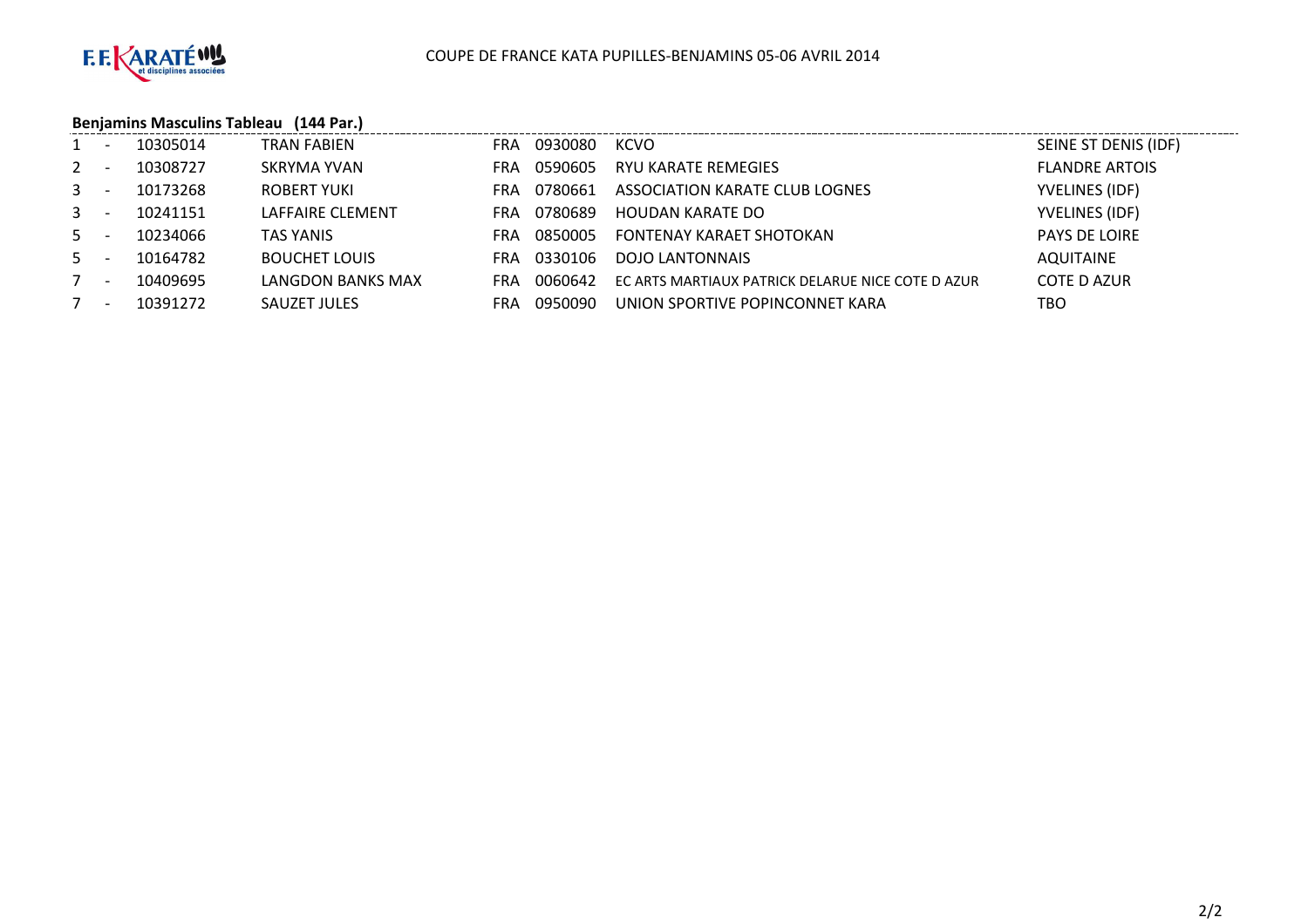COUPE DE FRANCE KATA PUPILLES-BENJAMINS 05-06 AVRIL 2014

**Benjamins Masculins Tableau (144 Par.)**

| | | | | | | | |
|---|---|---|---|---|---|---|---|
| 1 | - | 10305014 | TRAN FABIEN | FRA | 0930080 | KCVO | SEINE ST DENIS (IDF) |
| 2 | - | 10308727 | SKRYMA YVAN | FRA | 0590605 | RYU KARATE REMEGIES | FLANDRE ARTOIS |
| 3 | - | 10173268 | ROBERT YUKI | FRA | 0780661 | ASSOCIATION KARATE CLUB LOGNES | YVELINES (IDF) |
| 3 | - | 10241151 | LAFFAIRE CLEMENT | FRA | 0780689 | HOUDAN KARATE DO | YVELINES (IDF) |
| 5 | - | 10234066 | TAS YANIS | FRA | 0850005 | FONTENAY KARAET SHOTOKAN | PAYS DE LOIRE |
| 5 | - | 10164782 | BOUCHET LOUIS | FRA | 0330106 | DOJO LANTONNAIS | AQUITAINE |
| 7 | - | 10409695 | LANGDON BANKS MAX | FRA | 0060642 | EC ARTS MARTIAUX PATRICK DELARUE NICE COTE D AZUR | COTE D AZUR |
| 7 | - | 10391272 | SAUZET JULES | FRA | 0950090 | UNION SPORTIVE POPINCONNET KARA | TBO |